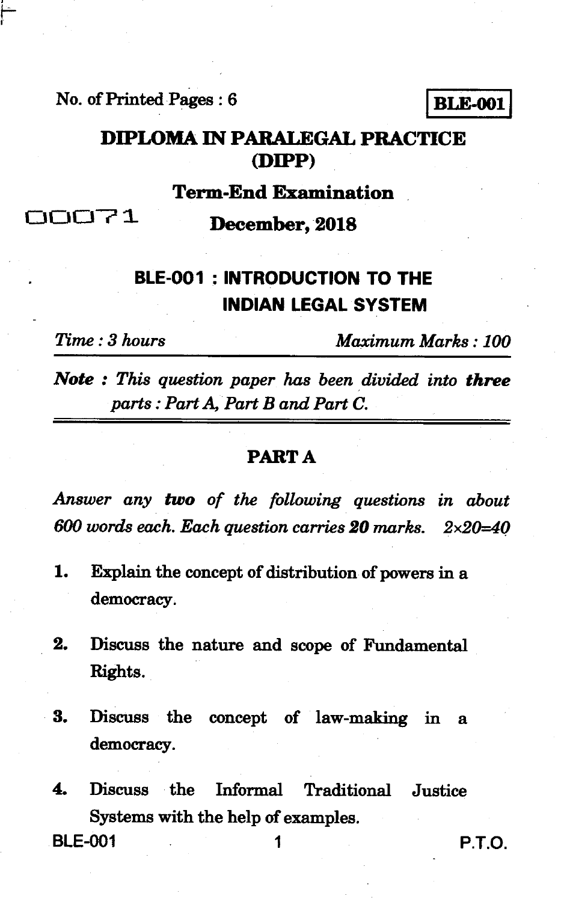No. of Printed Pages : 6

**BLE-001**

# DIPLOMA IN PARALEGAL PRACTICE (DIPP)

## Term-End Examination

00071

## December, 2018

## BLE-001 : INTRODUCTION TO THE INDIAN LEGAL SYSTEM

*Time : 3 hours* *Maximum Marks : 100*

***Note :*** *This question paper has been divided into* ***three*** *parts : Part A, Part B and Part C.*

## PART A

*Answer any* ***two*** *of the following questions in about 600 words each. Each question carries* ***20*** *marks.* $2 \times 20 = 40$

1. Explain the concept of distribution of powers in a democracy.

2. Discuss the nature and scope of Fundamental Rights.

3. Discuss the concept of law-making in a democracy.

4. Discuss the Informal Traditional Justice Systems with the help of examples.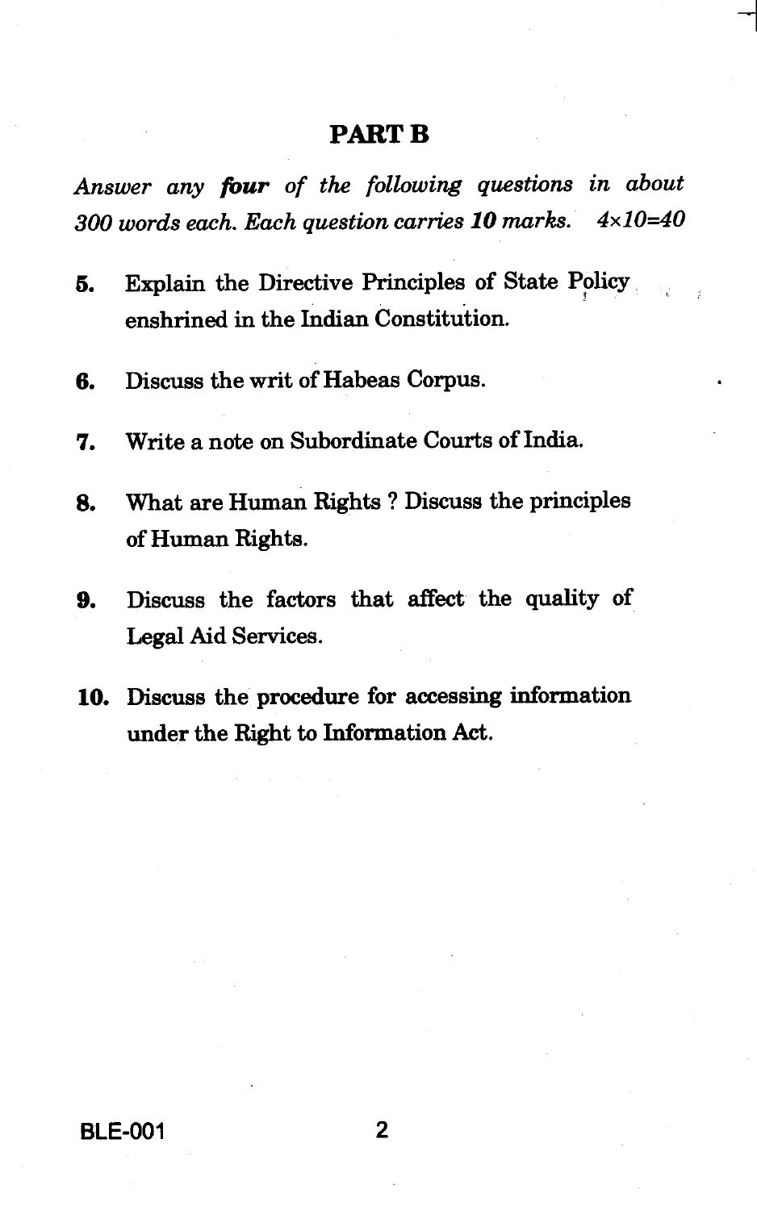## PART B

*Answer any **four** of the following questions in about 300 words each. Each question carries **10** marks.* 4×10=40

5. Explain the Directive Principles of State Policy enshrined in the Indian Constitution.

6. Discuss the writ of Habeas Corpus.

7. Write a note on Subordinate Courts of India.

8. What are Human Rights ? Discuss the principles of Human Rights.

9. Discuss the factors that affect the quality of Legal Aid Services.

10. Discuss the procedure for accessing information under the Right to Information Act.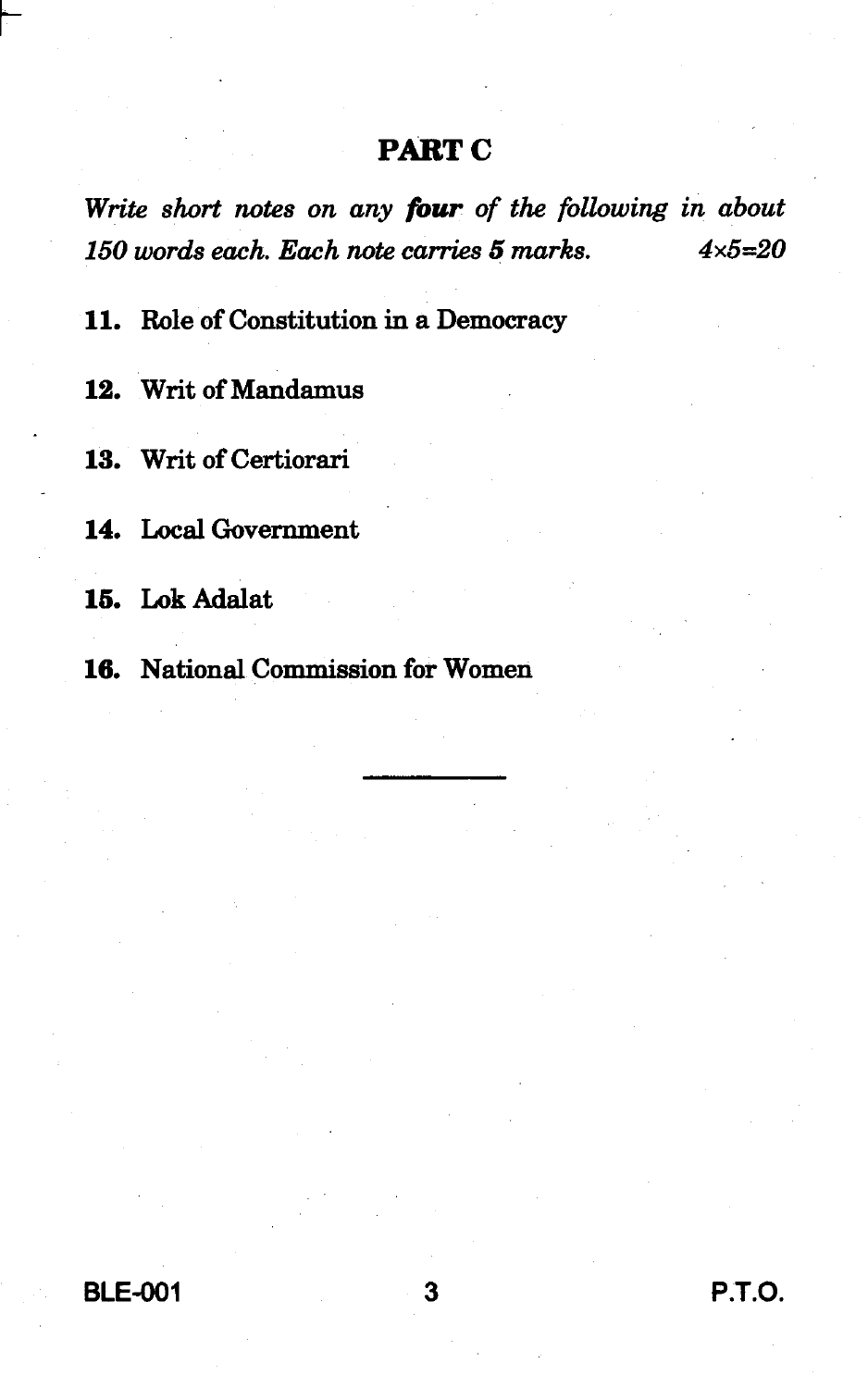## PART C

*Write short notes on any **four** of the following in about 150 words each. Each note carries **5** marks.* $4 \times 5 = 20$

**11.** Role of Constitution in a Democracy

**12.** Writ of Mandamus

**13.** Writ of Certiorari

**14.** Local Government

**15.** Lok Adalat

**16.** National Commission for Women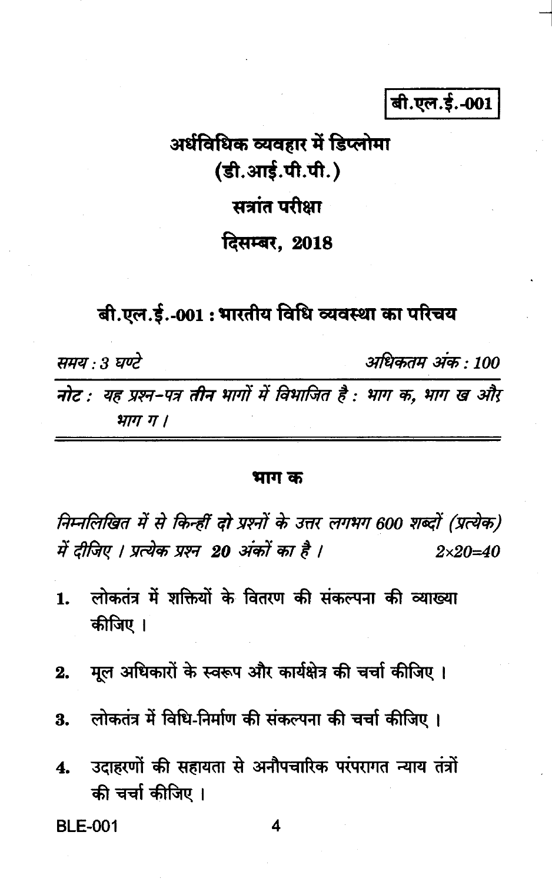**बी.एल.ई.-001**

# अर्धविधिक व्यवहार में डिप्लोमा
## (डी.आई.पी.पी.)

## सत्रांत परीक्षा

## दिसम्बर, 2018

## बी.एल.ई.-001 : भारतीय विधि व्यवस्था का परिचय

*समय : 3 घण्टे* | *अधिकतम अंक : 100*

*नोट : यह प्रश्न-पत्र तीन भागों में विभाजित है : भाग क, भाग ख और भाग ग ।*

---

### भाग क

*निम्नलिखित में से किन्हीं **दो** प्रश्नों के उत्तर लगभग 600 शब्दों (प्रत्येक) में दीजिए । प्रत्येक प्रश्न **20** अंकों का है ।* $2 \times 20 = 40$

1. लोकतंत्र में शक्तियों के वितरण की संकल्पना की व्याख्या कीजिए ।

2. मूल अधिकारों के स्वरूप और कार्यक्षेत्र की चर्चा कीजिए ।

3. लोकतंत्र में विधि-निर्माण की संकल्पना की चर्चा कीजिए ।

4. उदाहरणों की सहायता से अनौपचारिक परंपरागत न्याय तंत्रों की चर्चा कीजिए ।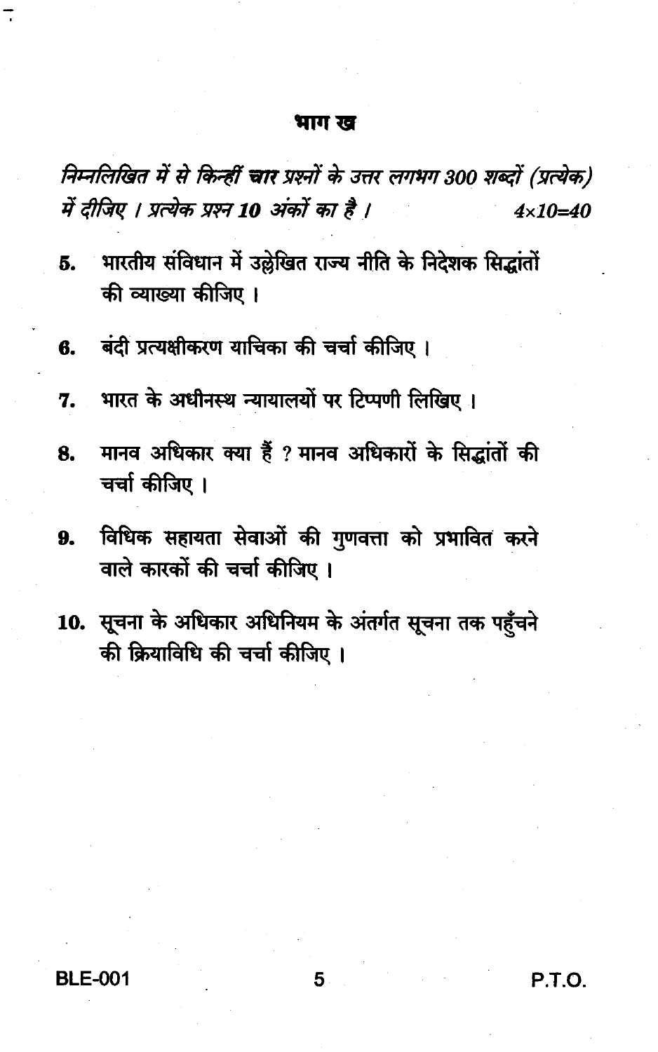## भाग ख

*निम्नलिखित में से किन्हीं चार प्रश्नों के उत्तर लगभग 300 शब्दों (प्रत्येक) में दीजिए । प्रत्येक प्रश्न 10 अंकों का है ।* $4 \times 10 = 40$

5. भारतीय संविधान में उल्लेखित राज्य नीति के निदेशक सिद्धांतों की व्याख्या कीजिए ।

6. बंदी प्रत्यक्षीकरण याचिका की चर्चा कीजिए ।

7. भारत के अधीनस्थ न्यायालयों पर टिप्पणी लिखिए ।

8. मानव अधिकार क्या हैं ? मानव अधिकारों के सिद्धांतों की चर्चा कीजिए ।

9. विधिक सहायता सेवाओं की गुणवत्ता को प्रभावित करने वाले कारकों की चर्चा कीजिए ।

10. सूचना के अधिकार अधिनियम के अंतर्गत सूचना तक पहुँचने की क्रियाविधि की चर्चा कीजिए ।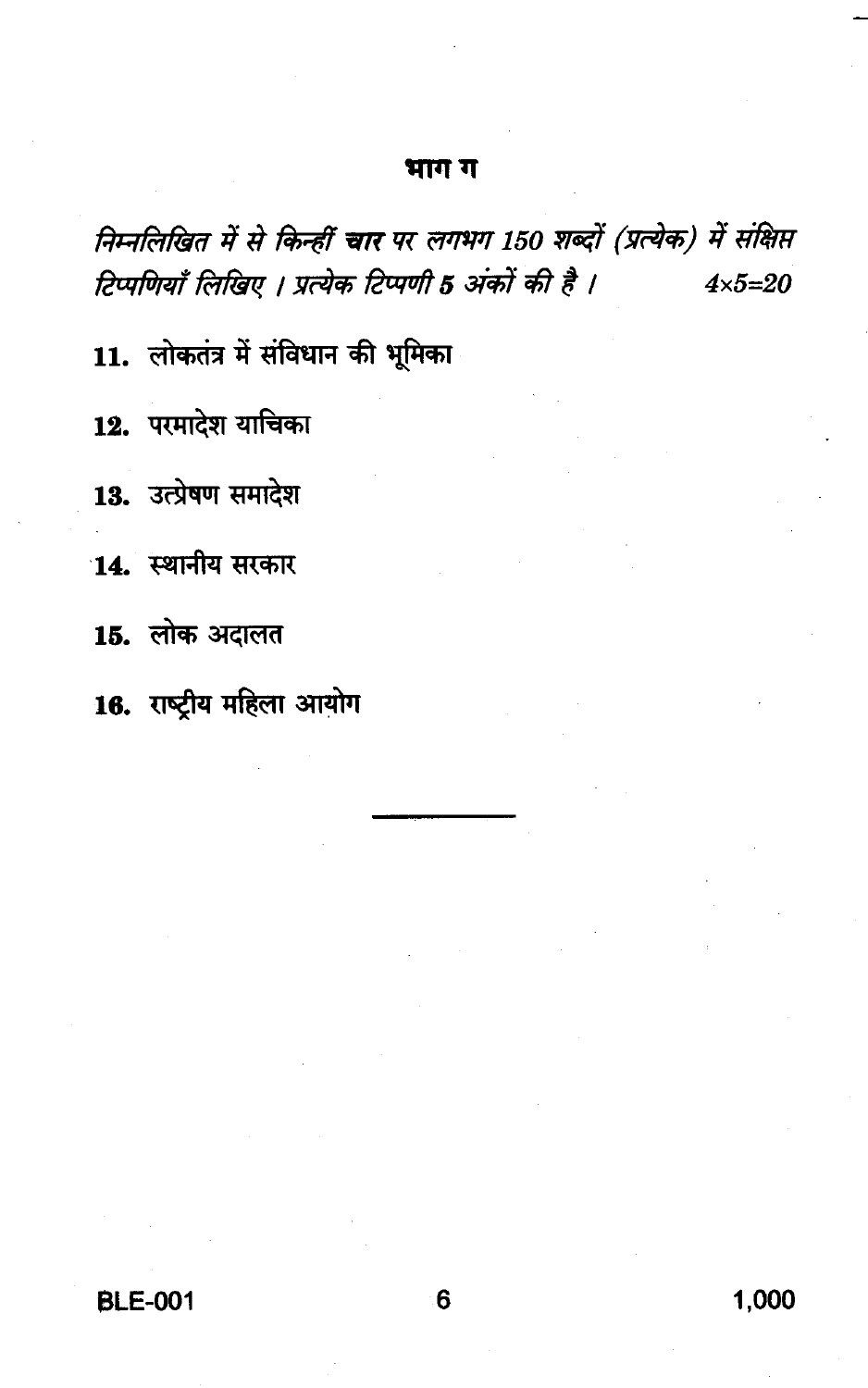## भाग ग

*निम्नलिखित में से किन्हीं **चार** पर लगभग 150 शब्दों (प्रत्येक) में संक्षिप्त टिप्पणियाँ लिखिए । प्रत्येक टिप्पणी **5** अंकों की है ।* $4 \times 5 = 20$

**11.** लोकतंत्र में संविधान की भूमिका

**12.** परमादेश याचिका

**13.** उत्प्रेषण समादेश

**14.** स्थानीय सरकार

**15.** लोक अदालत

**16.** राष्ट्रीय महिला आयोग

---